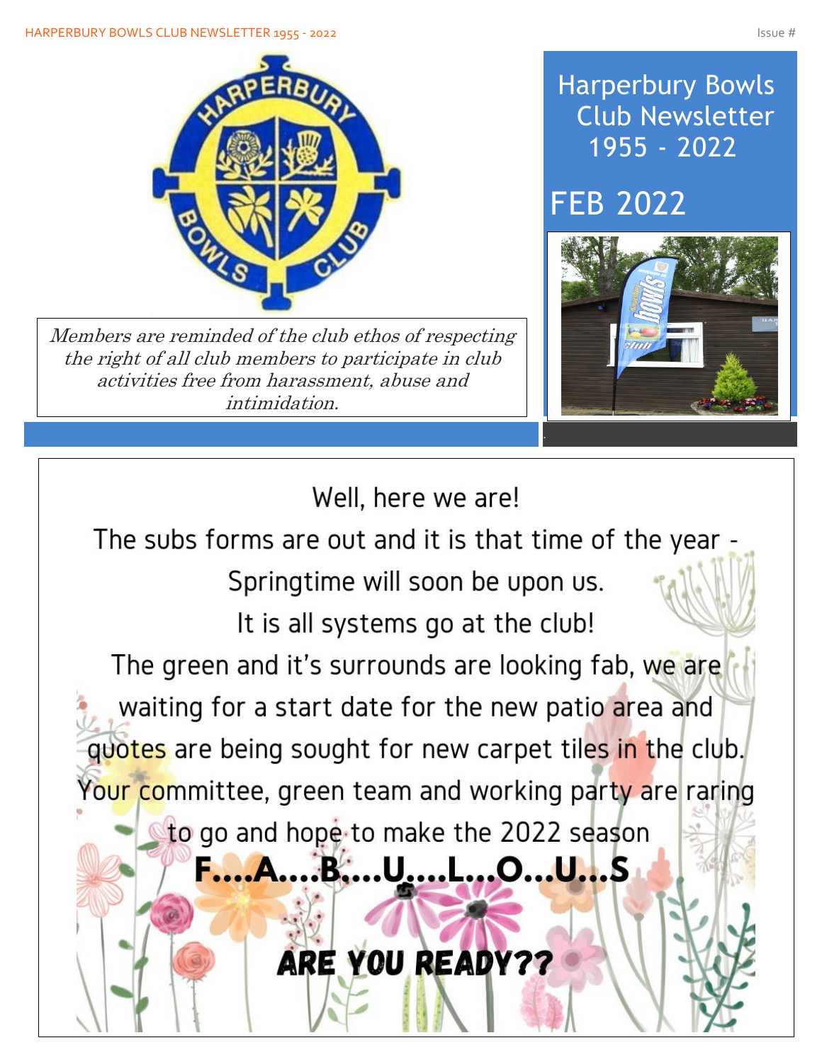# Harperbury Bowls Club Newsletter 1955 - 2022

## FEB 2022

*Members are reminded of the club ethos of respecting the right of all club members to participate in club activities free from harassment, abuse and intimidation.*

Well, here we are!

The subs forms are out and it is that time of the year - Springtime will soon be upon us.

It is all systems go at the club!

The green and it's surrounds are looking fab, we are waiting for a start date for the new patio area and quotes are being sought for new carpet tiles in the club. Your committee, green team and working party are raring to go and hope to make the 2022 season

**F….A….B….U….L…O…U…S**

**ARE YOU READY??**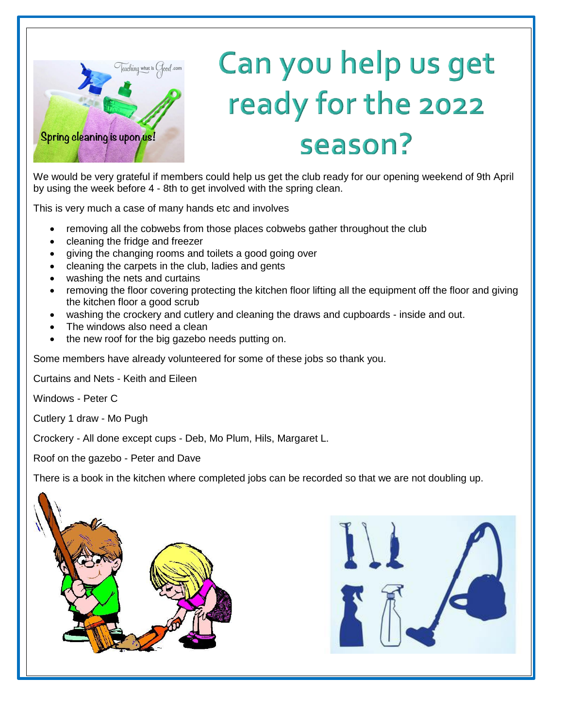# Can you help us get ready for the 2022 season?

We would be very grateful if members could help us get the club ready for our opening weekend of 9th April by using the week before 4 - 8th to get involved with the spring clean.

This is very much a case of many hands etc and involves

- removing all the cobwebs from those places cobwebs gather throughout the club
- cleaning the fridge and freezer
- giving the changing rooms and toilets a good going over
- cleaning the carpets in the club, ladies and gents
- washing the nets and curtains
- removing the floor covering protecting the kitchen floor lifting all the equipment off the floor and giving the kitchen floor a good scrub
- washing the crockery and cutlery and cleaning the draws and cupboards - inside and out.
- The windows also need a clean
- the new roof for the big gazebo needs putting on.

Some members have already volunteered for some of these jobs so thank you.

Curtains and Nets - Keith and Eileen

Windows - Peter C

Cutlery 1 draw - Mo Pugh

Crockery - All done except cups - Deb, Mo Plum, Hils, Margaret L.

Roof on the gazebo - Peter and Dave

There is a book in the kitchen where completed jobs can be recorded so that we are not doubling up.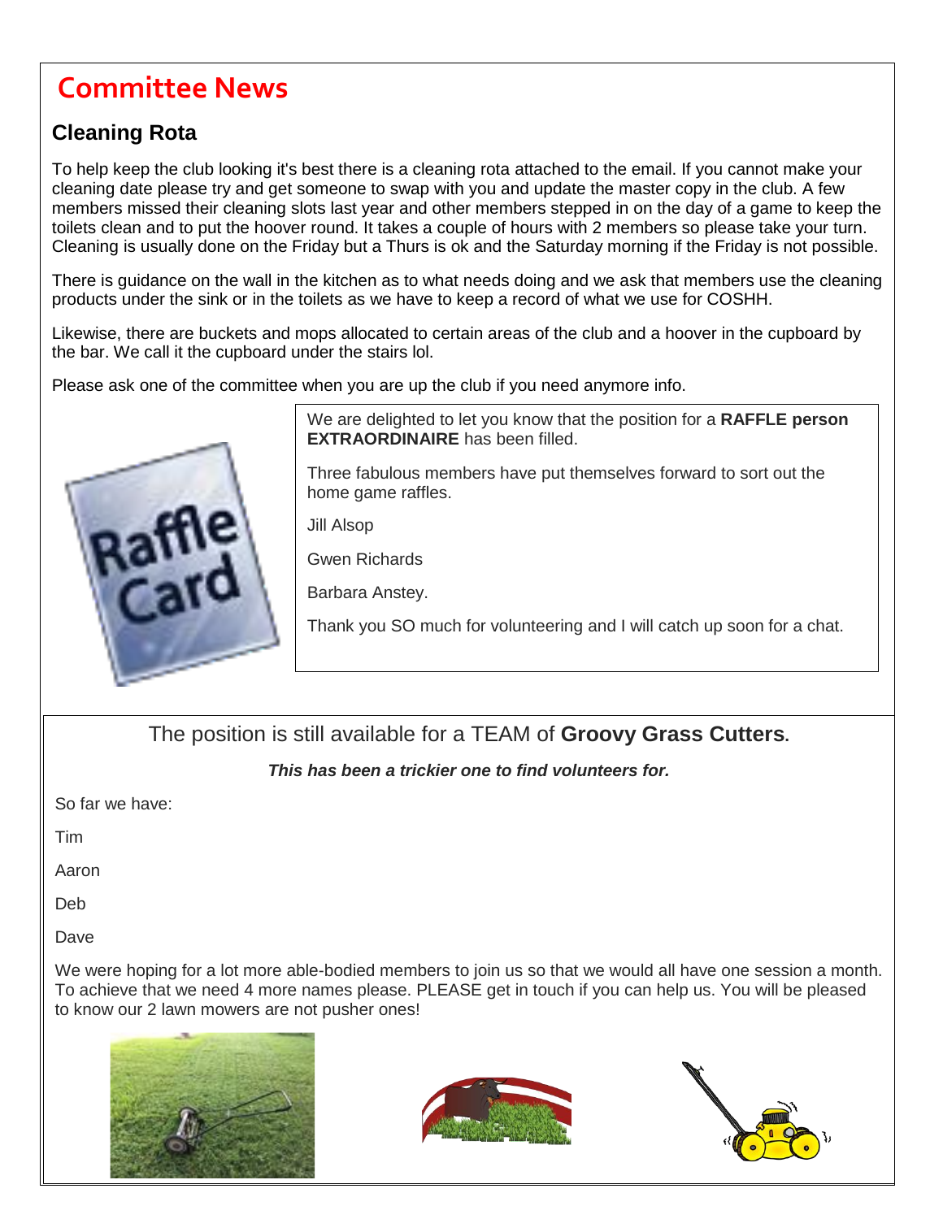# Committee News

## Cleaning Rota

To help keep the club looking it's best there is a cleaning rota attached to the email. If you cannot make your cleaning date please try and get someone to swap with you and update the master copy in the club. A few members missed their cleaning slots last year and other members stepped in on the day of a game to keep the toilets clean and to put the hoover round. It takes a couple of hours with 2 members so please take your turn. Cleaning is usually done on the Friday but a Thurs is ok and the Saturday morning if the Friday is not possible.

There is guidance on the wall in the kitchen as to what needs doing and we ask that members use the cleaning products under the sink or in the toilets as we have to keep a record of what we use for COSHH.

Likewise, there are buckets and mops allocated to certain areas of the club and a hoover in the cupboard by the bar. We call it the cupboard under the stairs lol.

Please ask one of the committee when you are up the club if you need anymore info.

We are delighted to let you know that the position for a **RAFFLE person EXTRAORDINAIRE** has been filled.

Three fabulous members have put themselves forward to sort out the home game raffles.

Jill Alsop

Gwen Richards

Barbara Anstey.

Thank you SO much for volunteering and I will catch up soon for a chat.

The position is still available for a TEAM of **Groovy Grass Cutters**.

***This has been a trickier one to find volunteers for.***

So far we have:

Tim

Aaron

Deb

Dave

We were hoping for a lot more able-bodied members to join us so that we would all have one session a month. To achieve that we need 4 more names please. PLEASE get in touch if you can help us. You will be pleased to know our 2 lawn mowers are not pusher ones!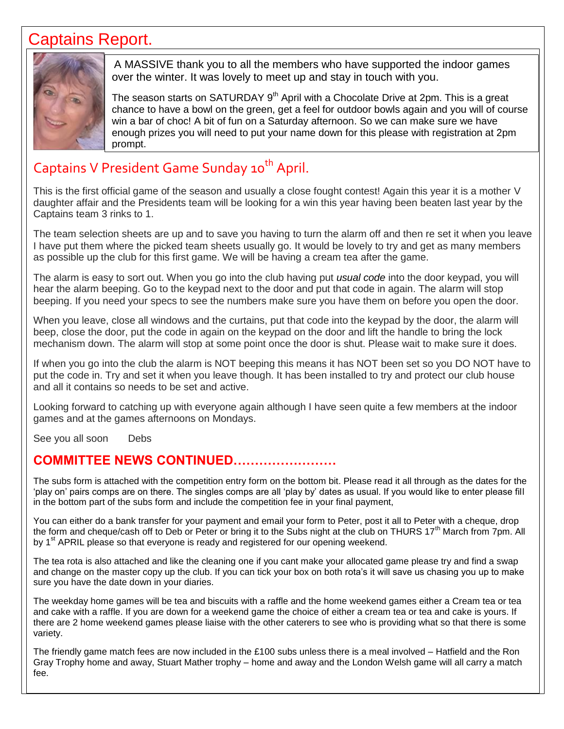# Captains Report.

A MASSIVE thank you to all the members who have supported the indoor games over the winter. It was lovely to meet up and stay in touch with you.

The season starts on SATURDAY 9th April with a Chocolate Drive at 2pm. This is a great chance to have a bowl on the green, get a feel for outdoor bowls again and you will of course win a bar of choc! A bit of fun on a Saturday afternoon. So we can make sure we have enough prizes you will need to put your name down for this please with registration at 2pm prompt.

## Captains V President Game Sunday 10th April.

This is the first official game of the season and usually a close fought contest! Again this year it is a mother V daughter affair and the Presidents team will be looking for a win this year having been beaten last year by the Captains team 3 rinks to 1.

The team selection sheets are up and to save you having to turn the alarm off and then re set it when you leave I have put them where the picked team sheets usually go. It would be lovely to try and get as many members as possible up the club for this first game. We will be having a cream tea after the game.

The alarm is easy to sort out. When you go into the club having put *usual code* into the door keypad, you will hear the alarm beeping. Go to the keypad next to the door and put that code in again. The alarm will stop beeping. If you need your specs to see the numbers make sure you have them on before you open the door.

When you leave, close all windows and the curtains, put that code into the keypad by the door, the alarm will beep, close the door, put the code in again on the keypad on the door and lift the handle to bring the lock mechanism down. The alarm will stop at some point once the door is shut. Please wait to make sure it does.

If when you go into the club the alarm is NOT beeping this means it has NOT been set so you DO NOT have to put the code in. Try and set it when you leave though. It has been installed to try and protect our club house and all it contains so needs to be set and active.

Looking forward to catching up with everyone again although I have seen quite a few members at the indoor games and at the games afternoons on Mondays.

See you all soon    Debs

## COMMITTEE NEWS CONTINUED……………………

The subs form is attached with the competition entry form on the bottom bit. Please read it all through as the dates for the 'play on' pairs comps are on there. The singles comps are all 'play by' dates as usual. If you would like to enter please fill in the bottom part of the subs form and include the competition fee in your final payment,

You can either do a bank transfer for your payment and email your form to Peter, post it all to Peter with a cheque, drop the form and cheque/cash off to Deb or Peter or bring it to the Subs night at the club on THURS 17th March from 7pm. All by 1st APRIL please so that everyone is ready and registered for our opening weekend.

The tea rota is also attached and like the cleaning one if you cant make your allocated game please try and find a swap and change on the master copy up the club. If you can tick your box on both rota's it will save us chasing you up to make sure you have the date down in your diaries.

The weekday home games will be tea and biscuits with a raffle and the home weekend games either a Cream tea or tea and cake with a raffle. If you are down for a weekend game the choice of either a cream tea or tea and cake is yours. If there are 2 home weekend games please liaise with the other caterers to see who is providing what so that there is some variety.

The friendly game match fees are now included in the £100 subs unless there is a meal involved – Hatfield and the Ron Gray Trophy home and away, Stuart Mather trophy – home and away and the London Welsh game will all carry a match fee.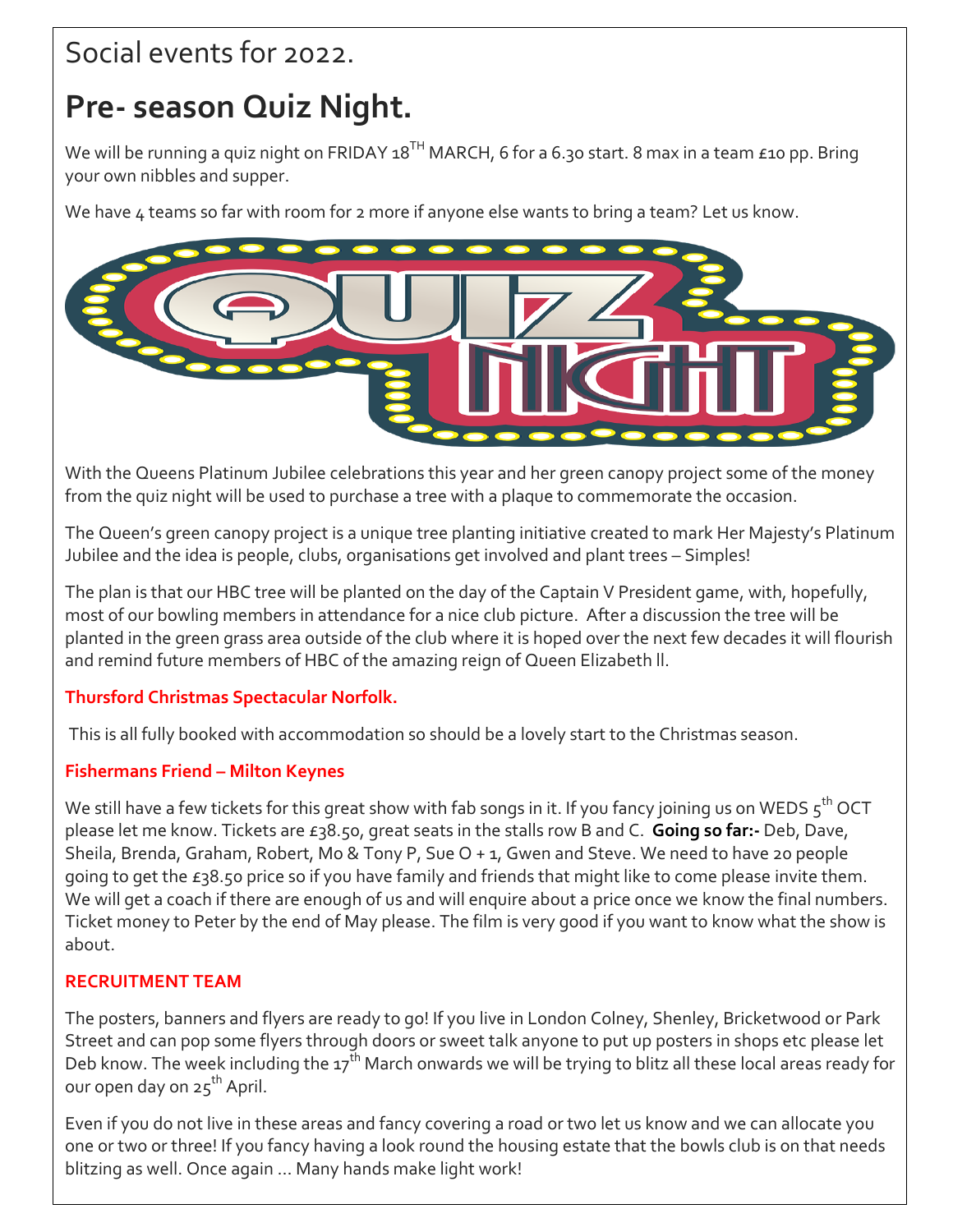Social events for 2022.

# Pre- season Quiz Night.

We will be running a quiz night on FRIDAY 18TH MARCH, 6 for a 6.30 start. 8 max in a team £10 pp. Bring your own nibbles and supper.

We have 4 teams so far with room for 2 more if anyone else wants to bring a team? Let us know.

With the Queens Platinum Jubilee celebrations this year and her green canopy project some of the money from the quiz night will be used to purchase a tree with a plaque to commemorate the occasion.

The Queen's green canopy project is a unique tree planting initiative created to mark Her Majesty's Platinum Jubilee and the idea is people, clubs, organisations get involved and plant trees – Simples!

The plan is that our HBC tree will be planted on the day of the Captain V President game, with, hopefully, most of our bowling members in attendance for a nice club picture. After a discussion the tree will be planted in the green grass area outside of the club where it is hoped over the next few decades it will flourish and remind future members of HBC of the amazing reign of Queen Elizabeth ll.

### Thursford Christmas Spectacular Norfolk.

This is all fully booked with accommodation so should be a lovely start to the Christmas season.

### Fishermans Friend – Milton Keynes

We still have a few tickets for this great show with fab songs in it. If you fancy joining us on WEDS 5th OCT please let me know. Tickets are £38.50, great seats in the stalls row B and C. **Going so far:-** Deb, Dave, Sheila, Brenda, Graham, Robert, Mo & Tony P, Sue O + 1, Gwen and Steve. We need to have 20 people going to get the £38.50 price so if you have family and friends that might like to come please invite them. We will get a coach if there are enough of us and will enquire about a price once we know the final numbers. Ticket money to Peter by the end of May please. The film is very good if you want to know what the show is about.

### RECRUITMENT TEAM

The posters, banners and flyers are ready to go! If you live in London Colney, Shenley, Bricketwood or Park Street and can pop some flyers through doors or sweet talk anyone to put up posters in shops etc please let Deb know. The week including the 17th March onwards we will be trying to blitz all these local areas ready for our open day on 25th April.

Even if you do not live in these areas and fancy covering a road or two let us know and we can allocate you one or two or three! If you fancy having a look round the housing estate that the bowls club is on that needs blitzing as well. Once again … Many hands make light work!